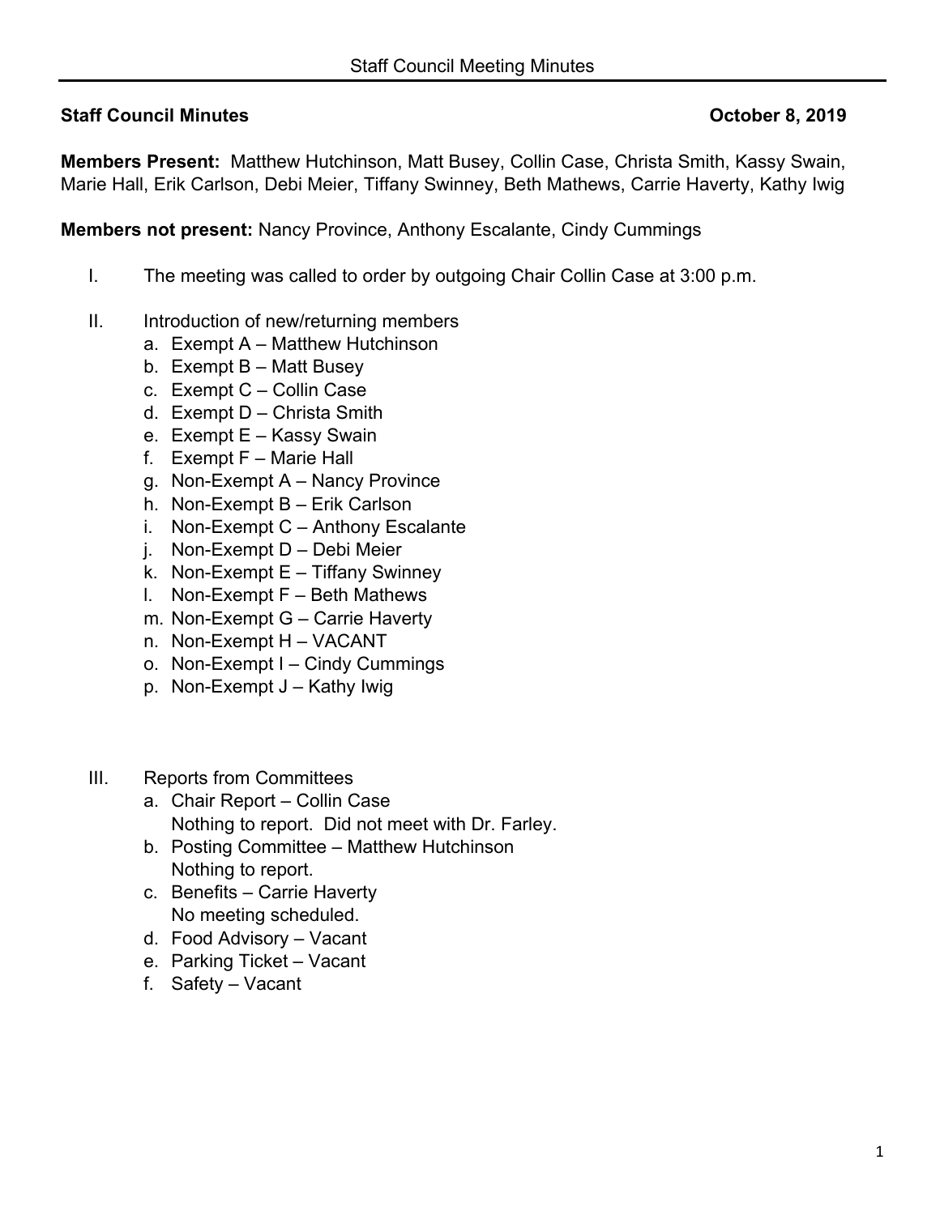**Staff Council Minutes** **October 8, 2019**

**Members Present:** Matthew Hutchinson, Matt Busey, Collin Case, Christa Smith, Kassy Swain, Marie Hall, Erik Carlson, Debi Meier, Tiffany Swinney, Beth Mathews, Carrie Haverty, Kathy Iwig

**Members not present:** Nancy Province, Anthony Escalante, Cindy Cummings

I. The meeting was called to order by outgoing Chair Collin Case at 3:00 p.m.

II. Introduction of new/returning members
   a. Exempt A – Matthew Hutchinson
   b. Exempt B – Matt Busey
   c. Exempt C – Collin Case
   d. Exempt D – Christa Smith
   e. Exempt E – Kassy Swain
   f. Exempt F – Marie Hall
   g. Non-Exempt A – Nancy Province
   h. Non-Exempt B – Erik Carlson
   i. Non-Exempt C – Anthony Escalante
   j. Non-Exempt D – Debi Meier
   k. Non-Exempt E – Tiffany Swinney
   l. Non-Exempt F – Beth Mathews
   m. Non-Exempt G – Carrie Haverty
   n. Non-Exempt H – VACANT
   o. Non-Exempt I – Cindy Cummings
   p. Non-Exempt J – Kathy Iwig

III. Reports from Committees
   a. Chair Report – Collin Case
      Nothing to report. Did not meet with Dr. Farley.
   b. Posting Committee – Matthew Hutchinson
      Nothing to report.
   c. Benefits – Carrie Haverty
      No meeting scheduled.
   d. Food Advisory – Vacant
   e. Parking Ticket – Vacant
   f. Safety – Vacant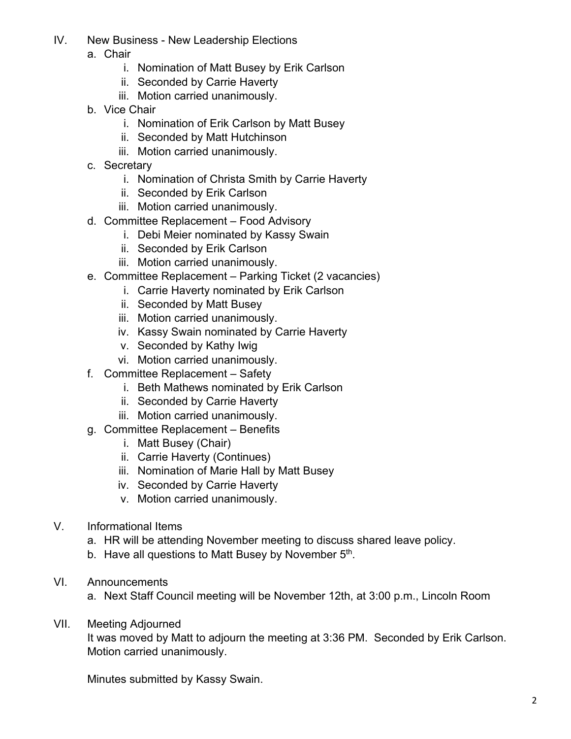IV. New Business - New Leadership Elections
   a. Chair
      i. Nomination of Matt Busey by Erik Carlson
      ii. Seconded by Carrie Haverty
      iii. Motion carried unanimously.
   b. Vice Chair
      i. Nomination of Erik Carlson by Matt Busey
      ii. Seconded by Matt Hutchinson
      iii. Motion carried unanimously.
   c. Secretary
      i. Nomination of Christa Smith by Carrie Haverty
      ii. Seconded by Erik Carlson
      iii. Motion carried unanimously.
   d. Committee Replacement – Food Advisory
      i. Debi Meier nominated by Kassy Swain
      ii. Seconded by Erik Carlson
      iii. Motion carried unanimously.
   e. Committee Replacement – Parking Ticket (2 vacancies)
      i. Carrie Haverty nominated by Erik Carlson
      ii. Seconded by Matt Busey
      iii. Motion carried unanimously.
      iv. Kassy Swain nominated by Carrie Haverty
      v. Seconded by Kathy Iwig
      vi. Motion carried unanimously.
   f. Committee Replacement – Safety
      i. Beth Mathews nominated by Erik Carlson
      ii. Seconded by Carrie Haverty
      iii. Motion carried unanimously.
   g. Committee Replacement – Benefits
      i. Matt Busey (Chair)
      ii. Carrie Haverty (Continues)
      iii. Nomination of Marie Hall by Matt Busey
      iv. Seconded by Carrie Haverty
      v. Motion carried unanimously.

V. Informational Items
   a. HR will be attending November meeting to discuss shared leave policy.
   b. Have all questions to Matt Busey by November 5th.

VI. Announcements
   a. Next Staff Council meeting will be November 12th, at 3:00 p.m., Lincoln Room

VII. Meeting Adjourned

It was moved by Matt to adjourn the meeting at 3:36 PM. Seconded by Erik Carlson. Motion carried unanimously.

Minutes submitted by Kassy Swain.